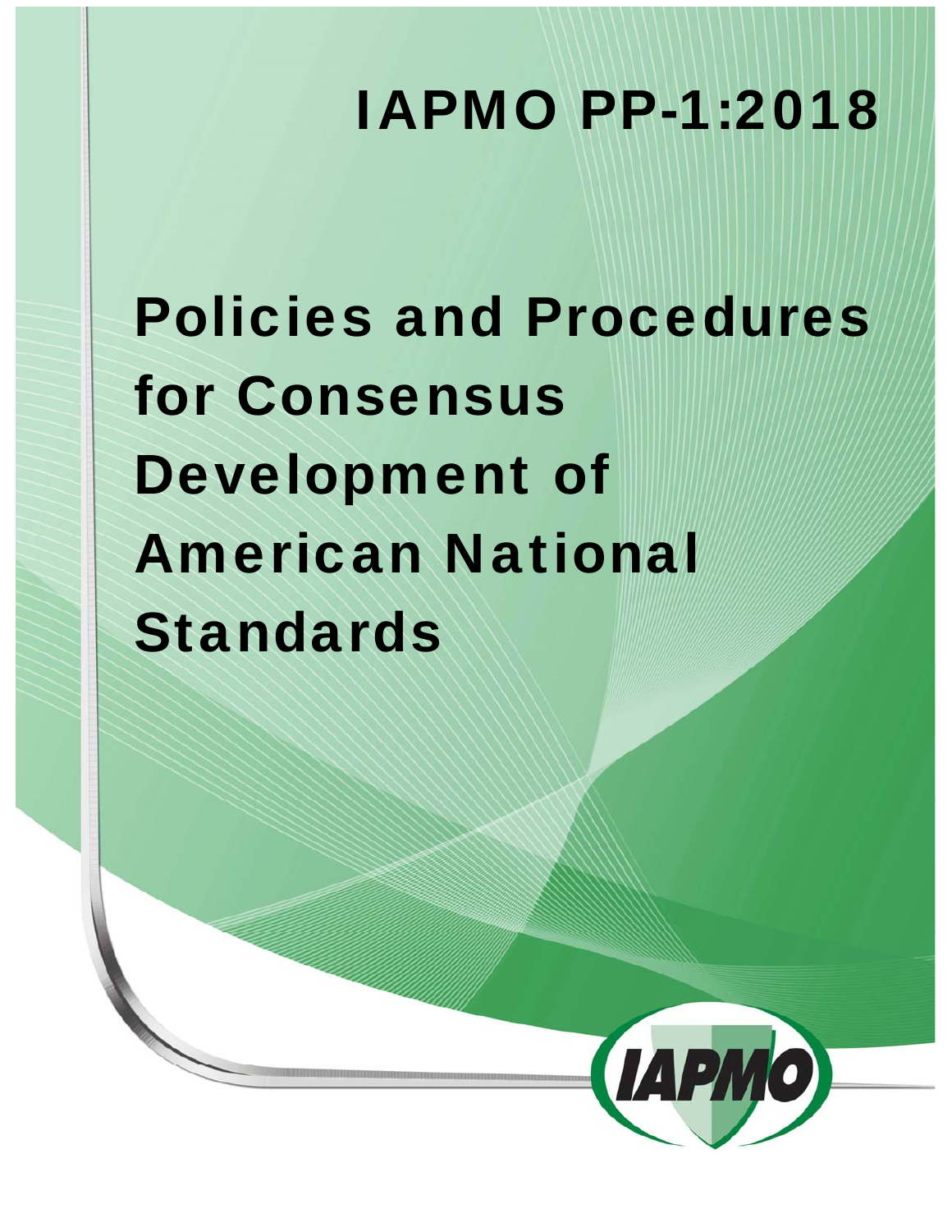# IAPMO PP-1:2018

# Policies and Procedures for Consensus Development of American National Standards

IAPMO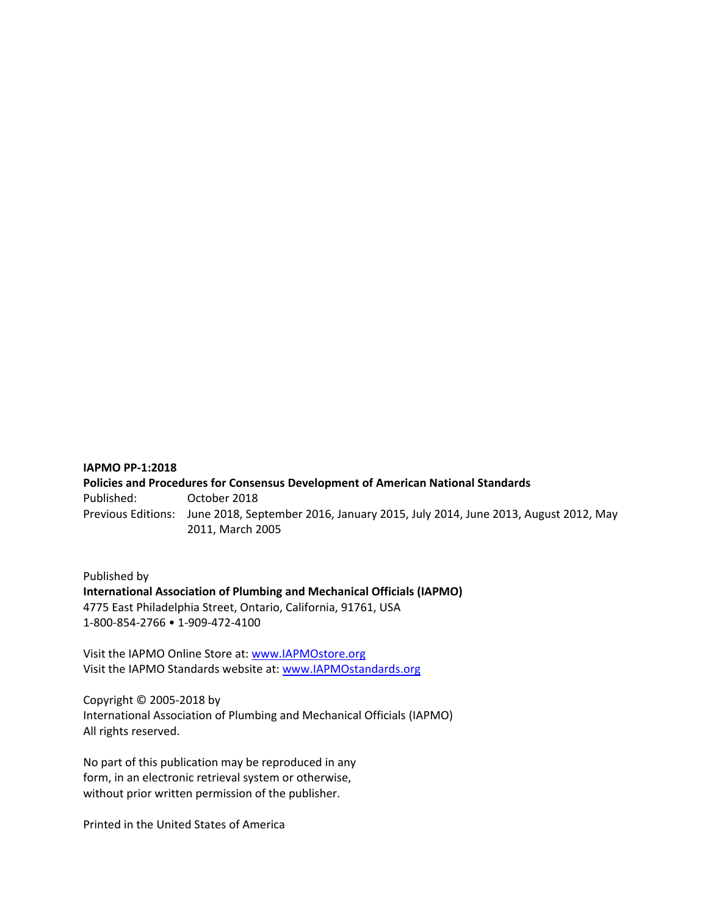**IAPMO PP-1:2018**

**Policies and Procedures for Consensus Development of American National Standards**

Published: October 2018

Previous Editions: June 2018, September 2016, January 2015, July 2014, June 2013, August 2012, May 2011, March 2005

Published by

**International Association of Plumbing and Mechanical Officials (IAPMO)**

4775 East Philadelphia Street, Ontario, California, 91761, USA

1-800-854-2766 • 1-909-472-4100

Visit the IAPMO Online Store at: www.IAPMOstore.org

Visit the IAPMO Standards website at: www.IAPMOstandards.org

Copyright © 2005-2018 by

International Association of Plumbing and Mechanical Officials (IAPMO)

All rights reserved.

No part of this publication may be reproduced in any form, in an electronic retrieval system or otherwise, without prior written permission of the publisher.

Printed in the United States of America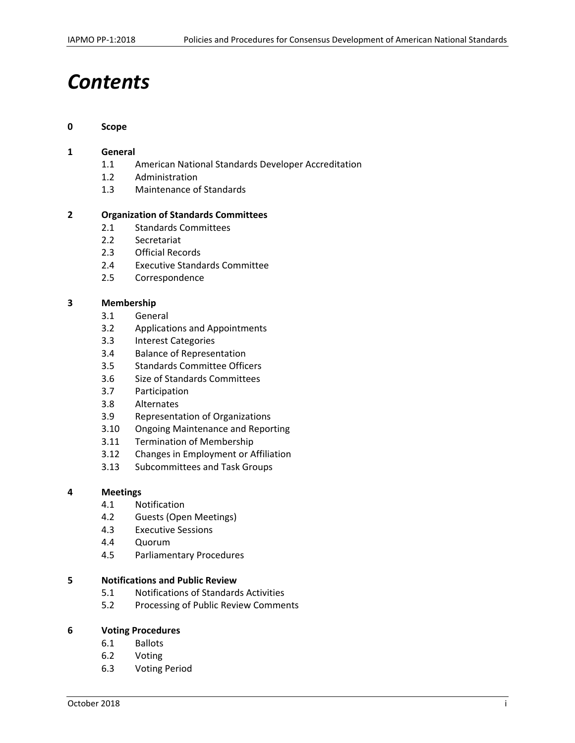# *Contents*

**0 Scope**

**1 General**

- 1.1 American National Standards Developer Accreditation
- 1.2 Administration
- 1.3 Maintenance of Standards

**2 Organization of Standards Committees**

- 2.1 Standards Committees
- 2.2 Secretariat
- 2.3 Official Records
- 2.4 Executive Standards Committee
- 2.5 Correspondence

**3 Membership**

- 3.1 General
- 3.2 Applications and Appointments
- 3.3 Interest Categories
- 3.4 Balance of Representation
- 3.5 Standards Committee Officers
- 3.6 Size of Standards Committees
- 3.7 Participation
- 3.8 Alternates
- 3.9 Representation of Organizations
- 3.10 Ongoing Maintenance and Reporting
- 3.11 Termination of Membership
- 3.12 Changes in Employment or Affiliation
- 3.13 Subcommittees and Task Groups

**4 Meetings**

- 4.1 Notification
- 4.2 Guests (Open Meetings)
- 4.3 Executive Sessions
- 4.4 Quorum
- 4.5 Parliamentary Procedures

**5 Notifications and Public Review**

- 5.1 Notifications of Standards Activities
- 5.2 Processing of Public Review Comments

**6 Voting Procedures**

- 6.1 Ballots
- 6.2 Voting
- 6.3 Voting Period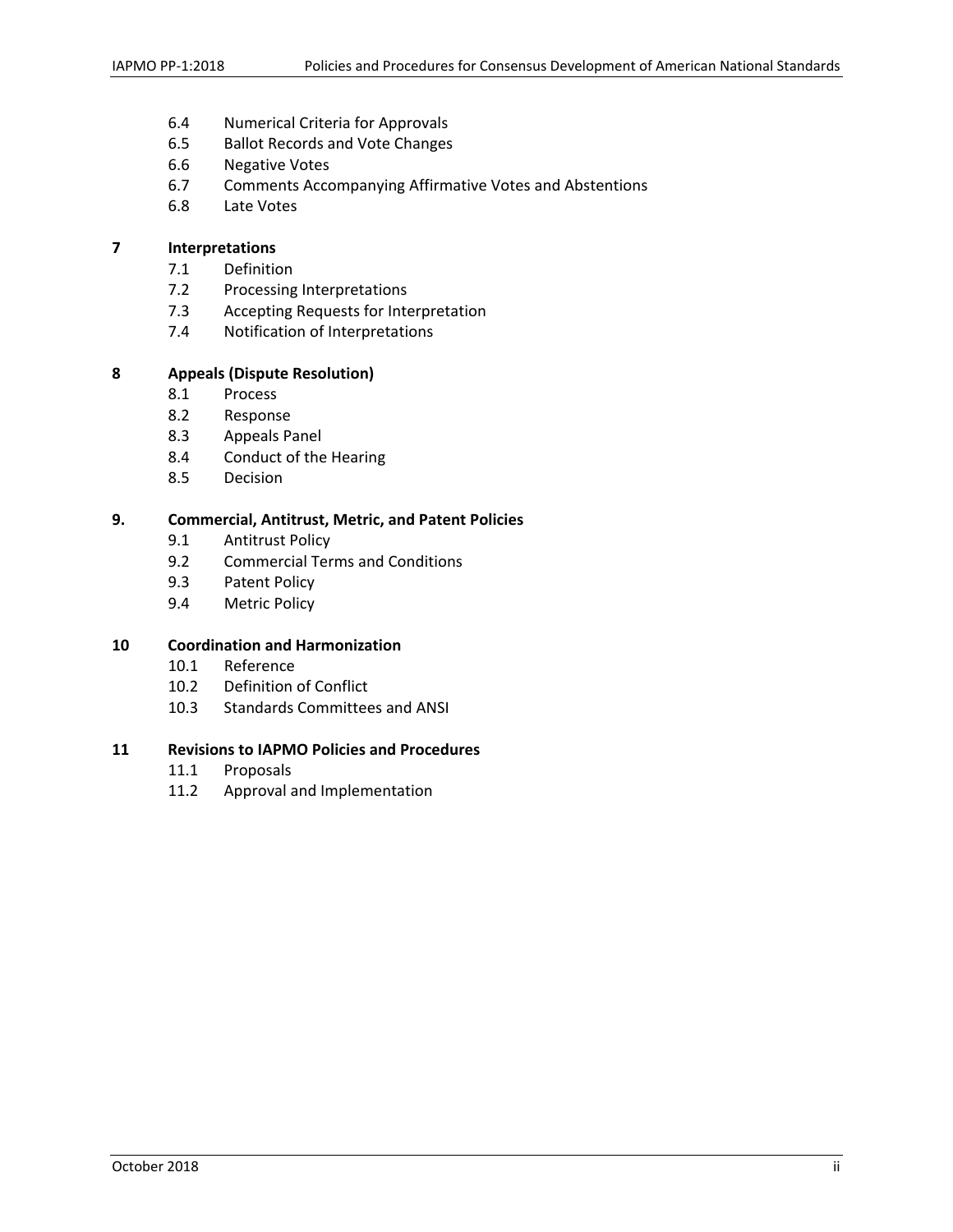6.4 Numerical Criteria for Approvals
6.5 Ballot Records and Vote Changes
6.6 Negative Votes
6.7 Comments Accompanying Affirmative Votes and Abstentions
6.8 Late Votes

**7 Interpretations**

7.1 Definition
7.2 Processing Interpretations
7.3 Accepting Requests for Interpretation
7.4 Notification of Interpretations

**8 Appeals (Dispute Resolution)**

8.1 Process
8.2 Response
8.3 Appeals Panel
8.4 Conduct of the Hearing
8.5 Decision

**9. Commercial, Antitrust, Metric, and Patent Policies**

9.1 Antitrust Policy
9.2 Commercial Terms and Conditions
9.3 Patent Policy
9.4 Metric Policy

**10 Coordination and Harmonization**

10.1 Reference
10.2 Definition of Conflict
10.3 Standards Committees and ANSI

**11 Revisions to IAPMO Policies and Procedures**

11.1 Proposals
11.2 Approval and Implementation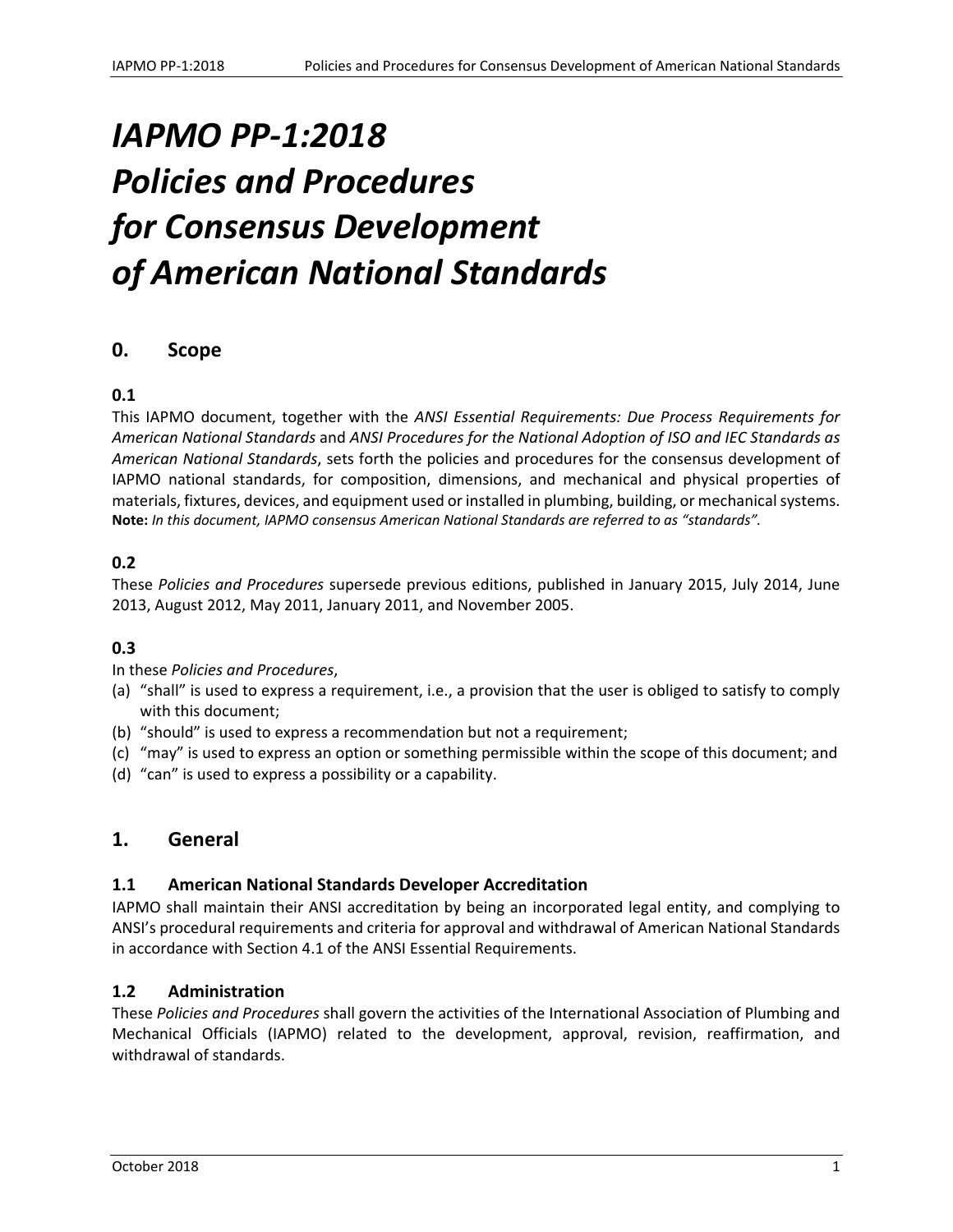# *IAPMO PP-1:2018 Policies and Procedures for Consensus Development of American National Standards*

## 0. Scope

### 0.1

This IAPMO document, together with the *ANSI Essential Requirements: Due Process Requirements for American National Standards* and *ANSI Procedures for the National Adoption of ISO and IEC Standards as American National Standards*, sets forth the policies and procedures for the consensus development of IAPMO national standards, for composition, dimensions, and mechanical and physical properties of materials, fixtures, devices, and equipment used or installed in plumbing, building, or mechanical systems.
**Note:** *In this document, IAPMO consensus American National Standards are referred to as "standards".*

### 0.2

These *Policies and Procedures* supersede previous editions, published in January 2015, July 2014, June 2013, August 2012, May 2011, January 2011, and November 2005.

### 0.3

In these *Policies and Procedures*,

(a) "shall" is used to express a requirement, i.e., a provision that the user is obliged to satisfy to comply with this document;
(b) "should" is used to express a recommendation but not a requirement;
(c) "may" is used to express an option or something permissible within the scope of this document; and
(d) "can" is used to express a possibility or a capability.

## 1. General

### 1.1 American National Standards Developer Accreditation

IAPMO shall maintain their ANSI accreditation by being an incorporated legal entity, and complying to ANSI's procedural requirements and criteria for approval and withdrawal of American National Standards in accordance with Section 4.1 of the ANSI Essential Requirements.

### 1.2 Administration

These *Policies and Procedures* shall govern the activities of the International Association of Plumbing and Mechanical Officials (IAPMO) related to the development, approval, revision, reaffirmation, and withdrawal of standards.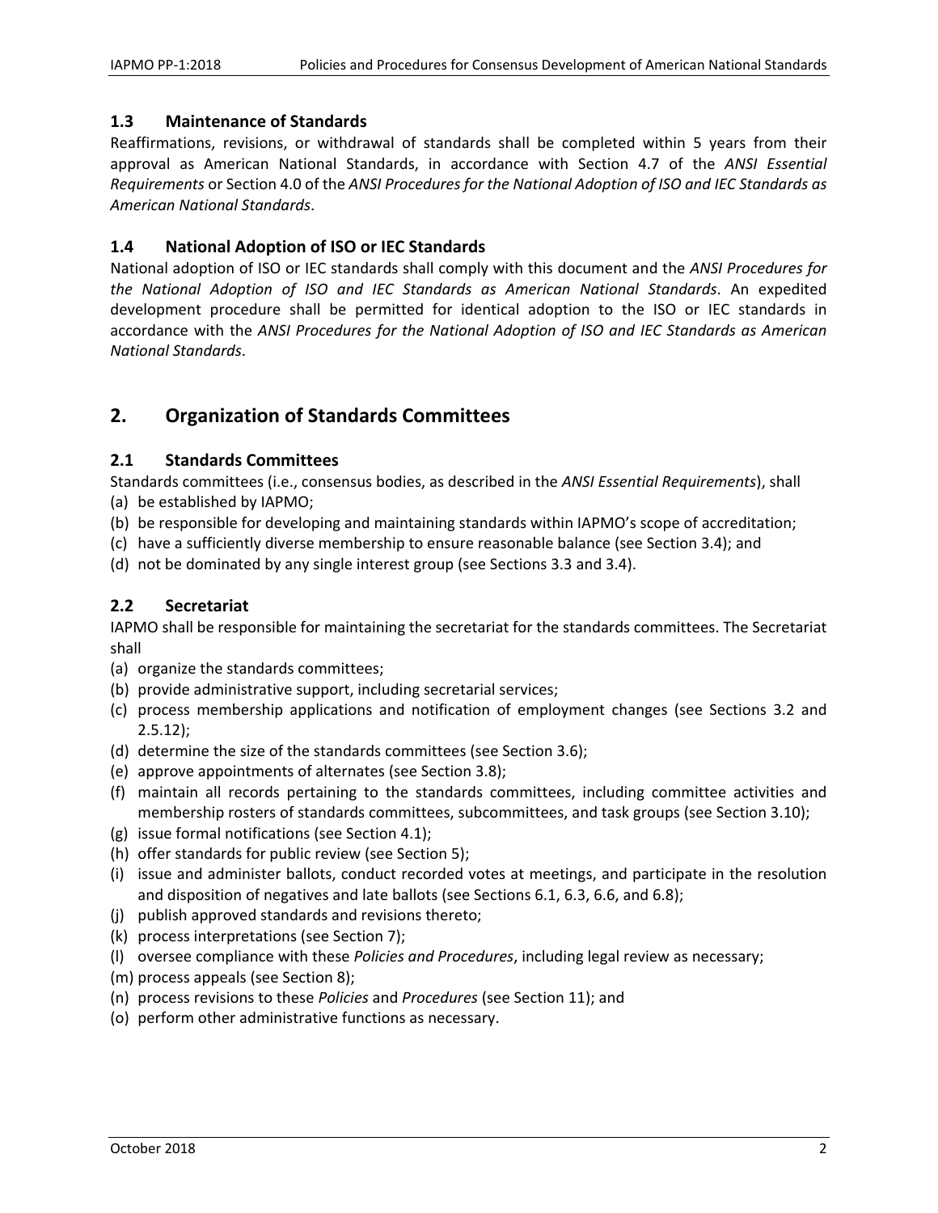### 1.3 Maintenance of Standards

Reaffirmations, revisions, or withdrawal of standards shall be completed within 5 years from their approval as American National Standards, in accordance with Section 4.7 of the *ANSI Essential Requirements* or Section 4.0 of the *ANSI Procedures for the National Adoption of ISO and IEC Standards as American National Standards*.

### 1.4 National Adoption of ISO or IEC Standards

National adoption of ISO or IEC standards shall comply with this document and the *ANSI Procedures for the National Adoption of ISO and IEC Standards as American National Standards*. An expedited development procedure shall be permitted for identical adoption to the ISO or IEC standards in accordance with the *ANSI Procedures for the National Adoption of ISO and IEC Standards as American National Standards*.

## 2. Organization of Standards Committees

### 2.1 Standards Committees

Standards committees (i.e., consensus bodies, as described in the *ANSI Essential Requirements*), shall

(a) be established by IAPMO;
(b) be responsible for developing and maintaining standards within IAPMO's scope of accreditation;
(c) have a sufficiently diverse membership to ensure reasonable balance (see Section 3.4); and
(d) not be dominated by any single interest group (see Sections 3.3 and 3.4).

### 2.2 Secretariat

IAPMO shall be responsible for maintaining the secretariat for the standards committees. The Secretariat shall

(a) organize the standards committees;
(b) provide administrative support, including secretarial services;
(c) process membership applications and notification of employment changes (see Sections 3.2 and 2.5.12);
(d) determine the size of the standards committees (see Section 3.6);
(e) approve appointments of alternates (see Section 3.8);
(f) maintain all records pertaining to the standards committees, including committee activities and membership rosters of standards committees, subcommittees, and task groups (see Section 3.10);
(g) issue formal notifications (see Section 4.1);
(h) offer standards for public review (see Section 5);
(i) issue and administer ballots, conduct recorded votes at meetings, and participate in the resolution and disposition of negatives and late ballots (see Sections 6.1, 6.3, 6.6, and 6.8);
(j) publish approved standards and revisions thereto;
(k) process interpretations (see Section 7);
(l) oversee compliance with these *Policies and Procedures*, including legal review as necessary;
(m) process appeals (see Section 8);
(n) process revisions to these *Policies* and *Procedures* (see Section 11); and
(o) perform other administrative functions as necessary.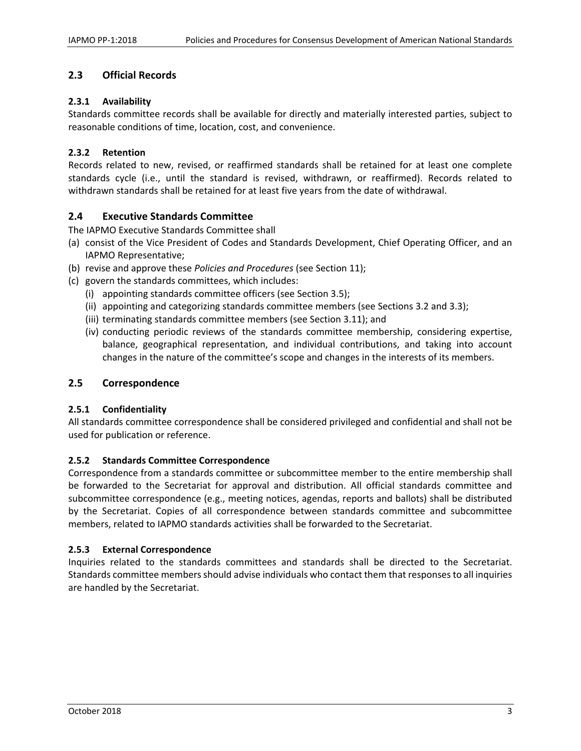## 2.3 Official Records

### 2.3.1 Availability

Standards committee records shall be available for directly and materially interested parties, subject to reasonable conditions of time, location, cost, and convenience.

### 2.3.2 Retention

Records related to new, revised, or reaffirmed standards shall be retained for at least one complete standards cycle (i.e., until the standard is revised, withdrawn, or reaffirmed). Records related to withdrawn standards shall be retained for at least five years from the date of withdrawal.

## 2.4 Executive Standards Committee

The IAPMO Executive Standards Committee shall

(a) consist of the Vice President of Codes and Standards Development, Chief Operating Officer, and an IAPMO Representative;

(b) revise and approve these *Policies and Procedures* (see Section 11);

(c) govern the standards committees, which includes:

  (i) appointing standards committee officers (see Section 3.5);

  (ii) appointing and categorizing standards committee members (see Sections 3.2 and 3.3);

  (iii) terminating standards committee members (see Section 3.11); and

  (iv) conducting periodic reviews of the standards committee membership, considering expertise, balance, geographical representation, and individual contributions, and taking into account changes in the nature of the committee's scope and changes in the interests of its members.

## 2.5 Correspondence

### 2.5.1 Confidentiality

All standards committee correspondence shall be considered privileged and confidential and shall not be used for publication or reference.

### 2.5.2 Standards Committee Correspondence

Correspondence from a standards committee or subcommittee member to the entire membership shall be forwarded to the Secretariat for approval and distribution. All official standards committee and subcommittee correspondence (e.g., meeting notices, agendas, reports and ballots) shall be distributed by the Secretariat. Copies of all correspondence between standards committee and subcommittee members, related to IAPMO standards activities shall be forwarded to the Secretariat.

### 2.5.3 External Correspondence

Inquiries related to the standards committees and standards shall be directed to the Secretariat. Standards committee members should advise individuals who contact them that responses to all inquiries are handled by the Secretariat.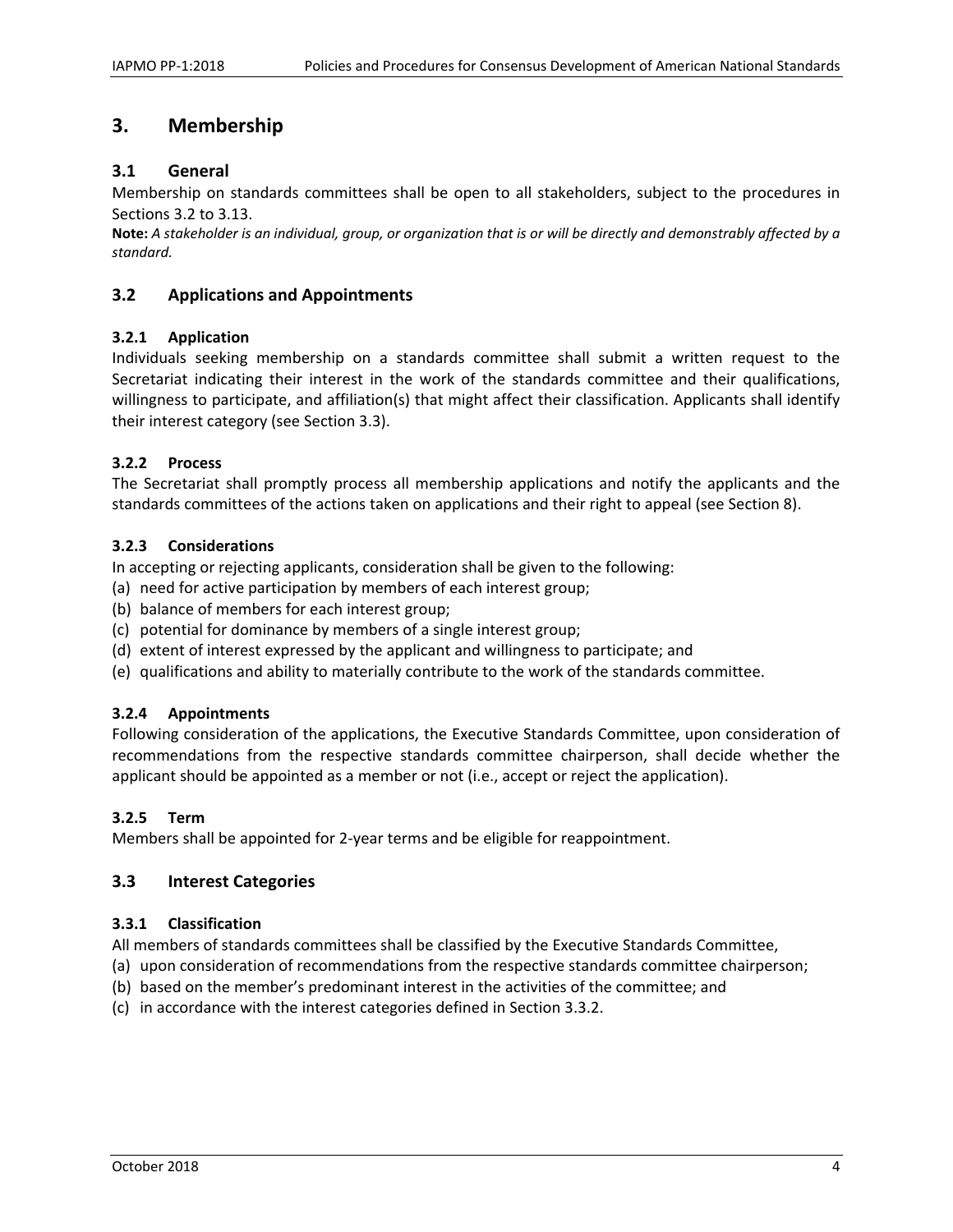# 3. Membership

## 3.1 General

Membership on standards committees shall be open to all stakeholders, subject to the procedures in Sections 3.2 to 3.13.

**Note:** *A stakeholder is an individual, group, or organization that is or will be directly and demonstrably affected by a standard.*

## 3.2 Applications and Appointments

### 3.2.1 Application

Individuals seeking membership on a standards committee shall submit a written request to the Secretariat indicating their interest in the work of the standards committee and their qualifications, willingness to participate, and affiliation(s) that might affect their classification. Applicants shall identify their interest category (see Section 3.3).

### 3.2.2 Process

The Secretariat shall promptly process all membership applications and notify the applicants and the standards committees of the actions taken on applications and their right to appeal (see Section 8).

### 3.2.3 Considerations

In accepting or rejecting applicants, consideration shall be given to the following:

(a) need for active participation by members of each interest group;
(b) balance of members for each interest group;
(c) potential for dominance by members of a single interest group;
(d) extent of interest expressed by the applicant and willingness to participate; and
(e) qualifications and ability to materially contribute to the work of the standards committee.

### 3.2.4 Appointments

Following consideration of the applications, the Executive Standards Committee, upon consideration of recommendations from the respective standards committee chairperson, shall decide whether the applicant should be appointed as a member or not (i.e., accept or reject the application).

### 3.2.5 Term

Members shall be appointed for 2-year terms and be eligible for reappointment.

## 3.3 Interest Categories

### 3.3.1 Classification

All members of standards committees shall be classified by the Executive Standards Committee,

(a) upon consideration of recommendations from the respective standards committee chairperson;
(b) based on the member's predominant interest in the activities of the committee; and
(c) in accordance with the interest categories defined in Section 3.3.2.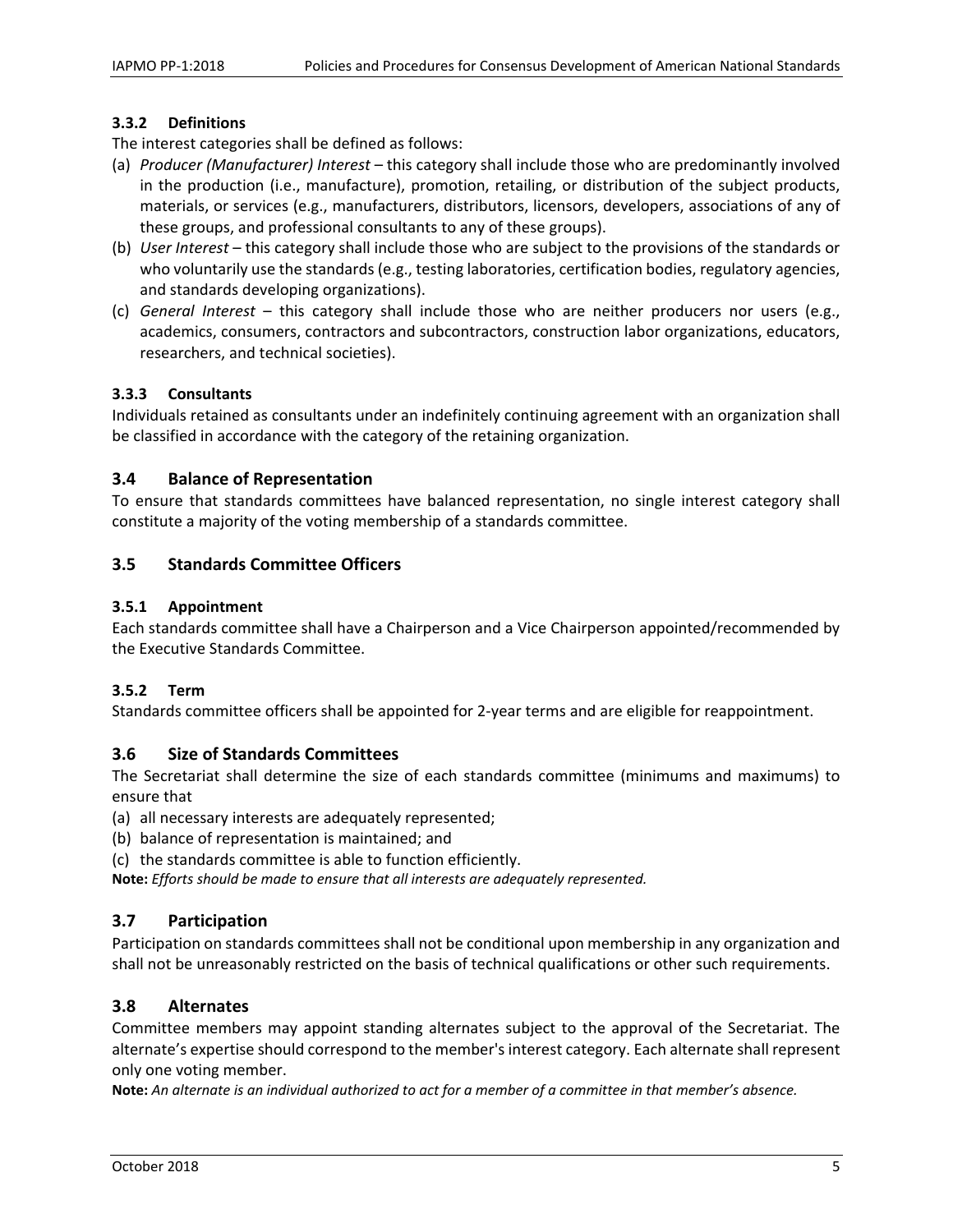#### 3.3.2 Definitions

The interest categories shall be defined as follows:

(a) *Producer (Manufacturer) Interest* – this category shall include those who are predominantly involved in the production (i.e., manufacture), promotion, retailing, or distribution of the subject products, materials, or services (e.g., manufacturers, distributors, licensors, developers, associations of any of these groups, and professional consultants to any of these groups).

(b) *User Interest* – this category shall include those who are subject to the provisions of the standards or who voluntarily use the standards (e.g., testing laboratories, certification bodies, regulatory agencies, and standards developing organizations).

(c) *General Interest* – this category shall include those who are neither producers nor users (e.g., academics, consumers, contractors and subcontractors, construction labor organizations, educators, researchers, and technical societies).

#### 3.3.3 Consultants

Individuals retained as consultants under an indefinitely continuing agreement with an organization shall be classified in accordance with the category of the retaining organization.

### 3.4 Balance of Representation

To ensure that standards committees have balanced representation, no single interest category shall constitute a majority of the voting membership of a standards committee.

### 3.5 Standards Committee Officers

#### 3.5.1 Appointment

Each standards committee shall have a Chairperson and a Vice Chairperson appointed/recommended by the Executive Standards Committee.

#### 3.5.2 Term

Standards committee officers shall be appointed for 2-year terms and are eligible for reappointment.

### 3.6 Size of Standards Committees

The Secretariat shall determine the size of each standards committee (minimums and maximums) to ensure that

(a) all necessary interests are adequately represented;

(b) balance of representation is maintained; and

(c) the standards committee is able to function efficiently.

**Note:** *Efforts should be made to ensure that all interests are adequately represented.*

### 3.7 Participation

Participation on standards committees shall not be conditional upon membership in any organization and shall not be unreasonably restricted on the basis of technical qualifications or other such requirements.

### 3.8 Alternates

Committee members may appoint standing alternates subject to the approval of the Secretariat. The alternate's expertise should correspond to the member's interest category. Each alternate shall represent only one voting member.

**Note:** *An alternate is an individual authorized to act for a member of a committee in that member's absence.*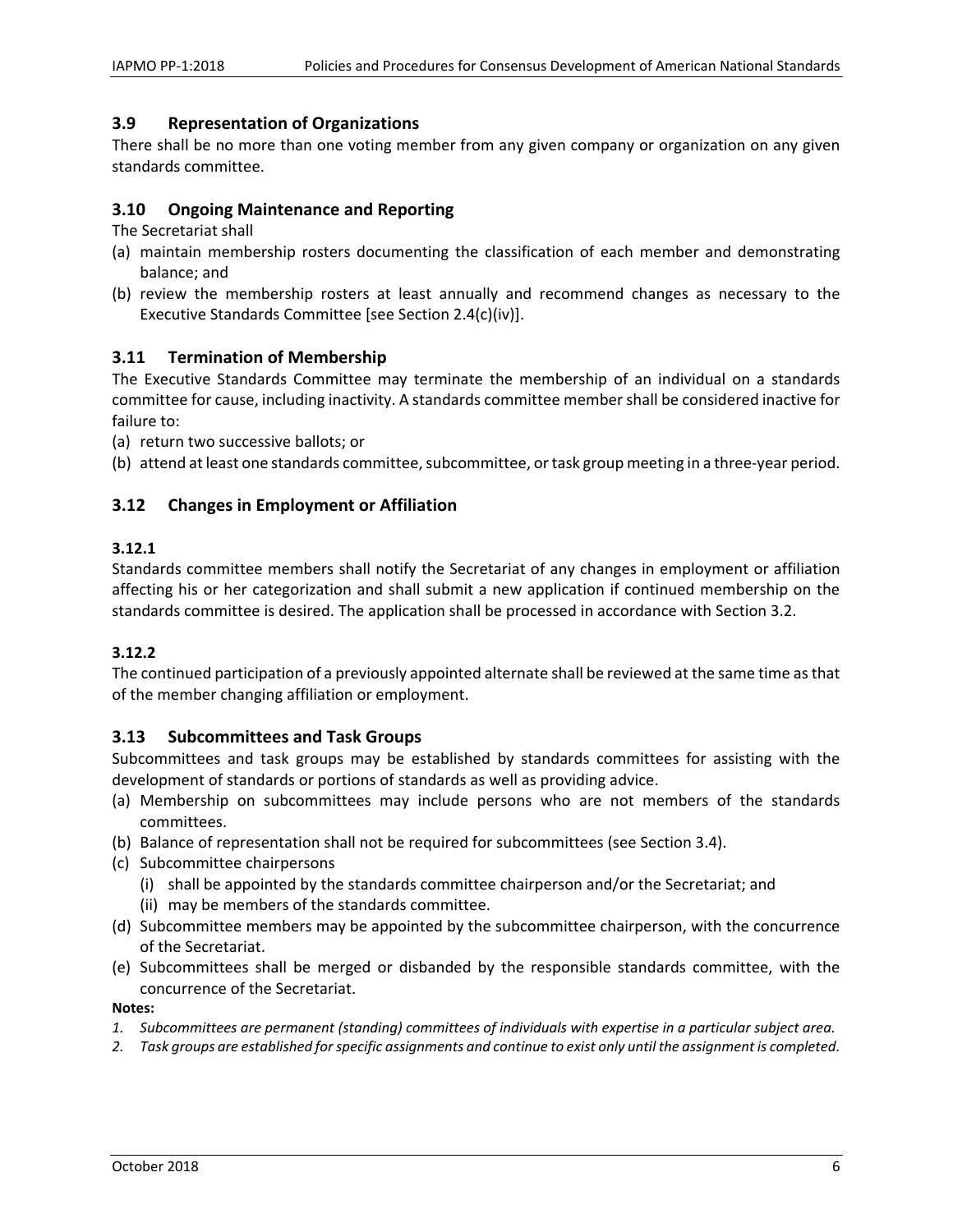## 3.9 Representation of Organizations

There shall be no more than one voting member from any given company or organization on any given standards committee.

## 3.10 Ongoing Maintenance and Reporting

The Secretariat shall

(a) maintain membership rosters documenting the classification of each member and demonstrating balance; and
(b) review the membership rosters at least annually and recommend changes as necessary to the Executive Standards Committee [see Section 2.4(c)(iv)].

## 3.11 Termination of Membership

The Executive Standards Committee may terminate the membership of an individual on a standards committee for cause, including inactivity. A standards committee member shall be considered inactive for failure to:

(a) return two successive ballots; or
(b) attend at least one standards committee, subcommittee, or task group meeting in a three-year period.

## 3.12 Changes in Employment or Affiliation

### 3.12.1

Standards committee members shall notify the Secretariat of any changes in employment or affiliation affecting his or her categorization and shall submit a new application if continued membership on the standards committee is desired. The application shall be processed in accordance with Section 3.2.

### 3.12.2

The continued participation of a previously appointed alternate shall be reviewed at the same time as that of the member changing affiliation or employment.

## 3.13 Subcommittees and Task Groups

Subcommittees and task groups may be established by standards committees for assisting with the development of standards or portions of standards as well as providing advice.

(a) Membership on subcommittees may include persons who are not members of the standards committees.
(b) Balance of representation shall not be required for subcommittees (see Section 3.4).
(c) Subcommittee chairpersons
    (i) shall be appointed by the standards committee chairperson and/or the Secretariat; and
    (ii) may be members of the standards committee.
(d) Subcommittee members may be appointed by the subcommittee chairperson, with the concurrence of the Secretariat.
(e) Subcommittees shall be merged or disbanded by the responsible standards committee, with the concurrence of the Secretariat.

**Notes:**

1. *Subcommittees are permanent (standing) committees of individuals with expertise in a particular subject area.*
2. *Task groups are established for specific assignments and continue to exist only until the assignment is completed.*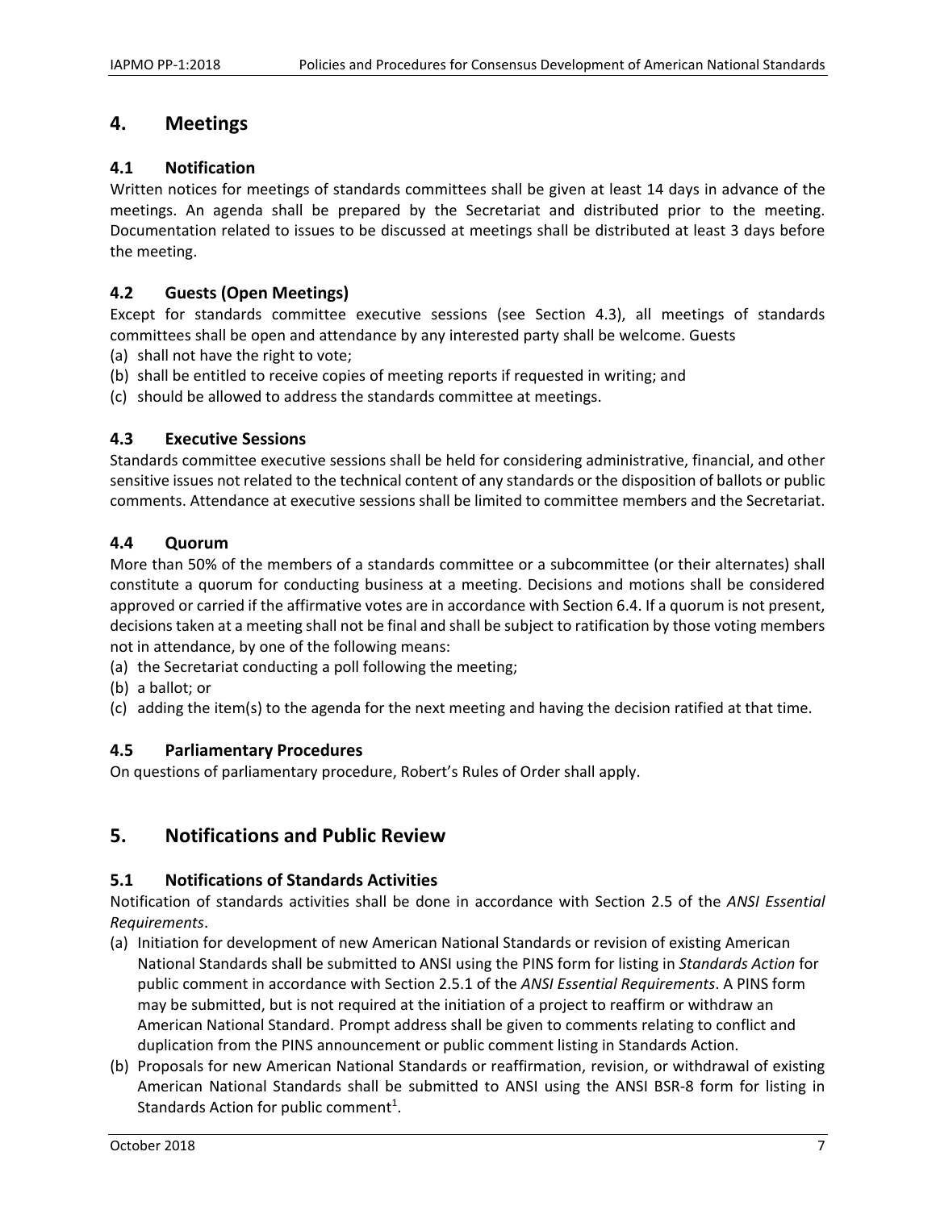## 4. Meetings

### 4.1 Notification

Written notices for meetings of standards committees shall be given at least 14 days in advance of the meetings. An agenda shall be prepared by the Secretariat and distributed prior to the meeting. Documentation related to issues to be discussed at meetings shall be distributed at least 3 days before the meeting.

### 4.2 Guests (Open Meetings)

Except for standards committee executive sessions (see Section 4.3), all meetings of standards committees shall be open and attendance by any interested party shall be welcome. Guests

(a) shall not have the right to vote;
(b) shall be entitled to receive copies of meeting reports if requested in writing; and
(c) should be allowed to address the standards committee at meetings.

### 4.3 Executive Sessions

Standards committee executive sessions shall be held for considering administrative, financial, and other sensitive issues not related to the technical content of any standards or the disposition of ballots or public comments. Attendance at executive sessions shall be limited to committee members and the Secretariat.

### 4.4 Quorum

More than 50% of the members of a standards committee or a subcommittee (or their alternates) shall constitute a quorum for conducting business at a meeting. Decisions and motions shall be considered approved or carried if the affirmative votes are in accordance with Section 6.4. If a quorum is not present, decisions taken at a meeting shall not be final and shall be subject to ratification by those voting members not in attendance, by one of the following means:

(a) the Secretariat conducting a poll following the meeting;
(b) a ballot; or
(c) adding the item(s) to the agenda for the next meeting and having the decision ratified at that time.

### 4.5 Parliamentary Procedures

On questions of parliamentary procedure, Robert's Rules of Order shall apply.

## 5. Notifications and Public Review

### 5.1 Notifications of Standards Activities

Notification of standards activities shall be done in accordance with Section 2.5 of the *ANSI Essential Requirements*.

(a) Initiation for development of new American National Standards or revision of existing American National Standards shall be submitted to ANSI using the PINS form for listing in *Standards Action* for public comment in accordance with Section 2.5.1 of the *ANSI Essential Requirements*. A PINS form may be submitted, but is not required at the initiation of a project to reaffirm or withdraw an American National Standard. Prompt address shall be given to comments relating to conflict and duplication from the PINS announcement or public comment listing in Standards Action.
(b) Proposals for new American National Standards or reaffirmation, revision, or withdrawal of existing American National Standards shall be submitted to ANSI using the ANSI BSR-8 form for listing in Standards Action for public comment[1].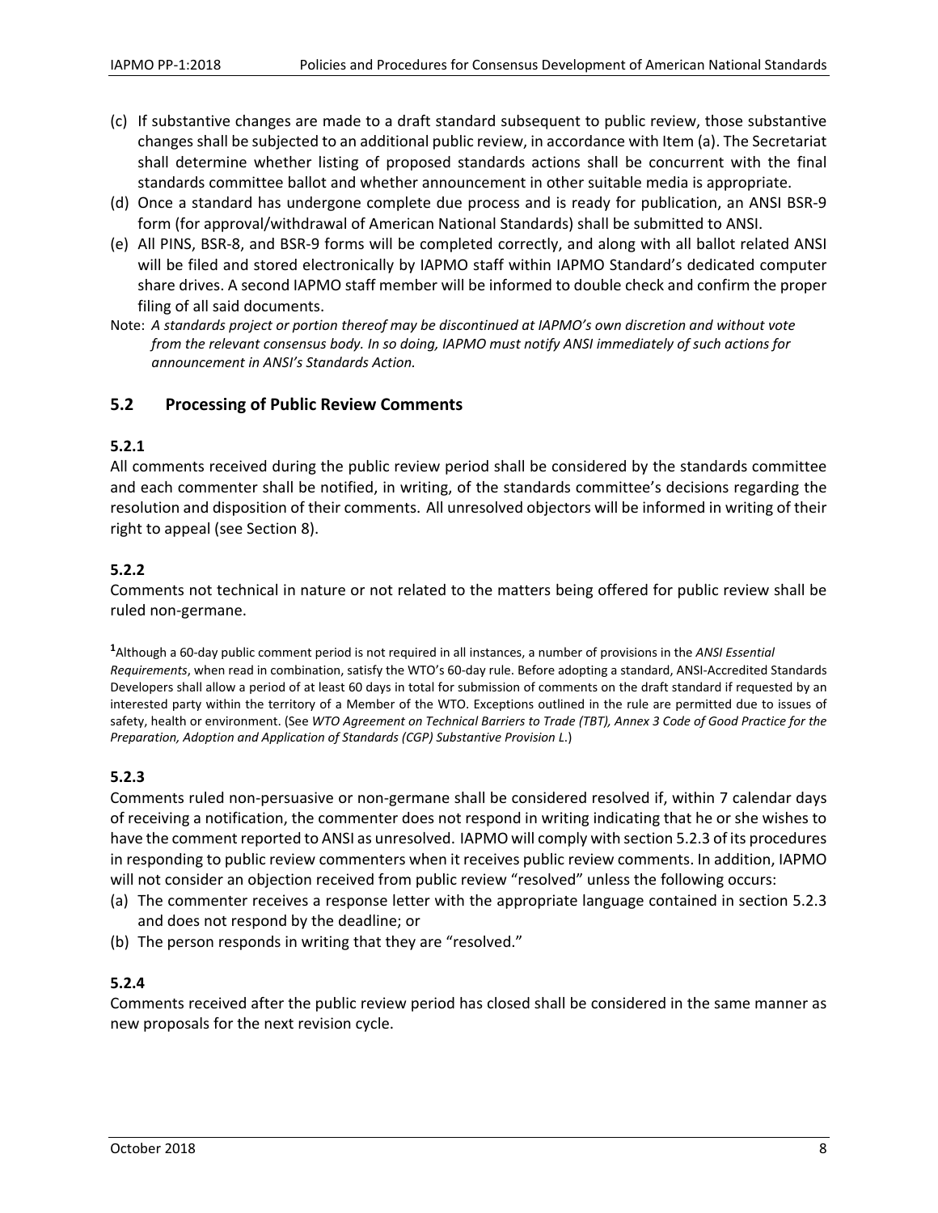(c) If substantive changes are made to a draft standard subsequent to public review, those substantive changes shall be subjected to an additional public review, in accordance with Item (a). The Secretariat shall determine whether listing of proposed standards actions shall be concurrent with the final standards committee ballot and whether announcement in other suitable media is appropriate.
(d) Once a standard has undergone complete due process and is ready for publication, an ANSI BSR-9 form (for approval/withdrawal of American National Standards) shall be submitted to ANSI.
(e) All PINS, BSR-8, and BSR-9 forms will be completed correctly, and along with all ballot related ANSI will be filed and stored electronically by IAPMO staff within IAPMO Standard's dedicated computer share drives. A second IAPMO staff member will be informed to double check and confirm the proper filing of all said documents.

Note: *A standards project or portion thereof may be discontinued at IAPMO's own discretion and without vote from the relevant consensus body. In so doing, IAPMO must notify ANSI immediately of such actions for announcement in ANSI's Standards Action.*

## 5.2 Processing of Public Review Comments

### 5.2.1

All comments received during the public review period shall be considered by the standards committee and each commenter shall be notified, in writing, of the standards committee's decisions regarding the resolution and disposition of their comments. All unresolved objectors will be informed in writing of their right to appeal (see Section 8).

### 5.2.2

Comments not technical in nature or not related to the matters being offered for public review shall be ruled non-germane.

[1]Although a 60-day public comment period is not required in all instances, a number of provisions in the *ANSI Essential Requirements*, when read in combination, satisfy the WTO's 60-day rule. Before adopting a standard, ANSI-Accredited Standards Developers shall allow a period of at least 60 days in total for submission of comments on the draft standard if requested by an interested party within the territory of a Member of the WTO. Exceptions outlined in the rule are permitted due to issues of safety, health or environment. (See *WTO Agreement on Technical Barriers to Trade (TBT), Annex 3 Code of Good Practice for the Preparation, Adoption and Application of Standards (CGP) Substantive Provision L*.)

### 5.2.3

Comments ruled non-persuasive or non-germane shall be considered resolved if, within 7 calendar days of receiving a notification, the commenter does not respond in writing indicating that he or she wishes to have the comment reported to ANSI as unresolved. IAPMO will comply with section 5.2.3 of its procedures in responding to public review commenters when it receives public review comments. In addition, IAPMO will not consider an objection received from public review "resolved" unless the following occurs:

(a) The commenter receives a response letter with the appropriate language contained in section 5.2.3 and does not respond by the deadline; or
(b) The person responds in writing that they are "resolved."

### 5.2.4

Comments received after the public review period has closed shall be considered in the same manner as new proposals for the next revision cycle.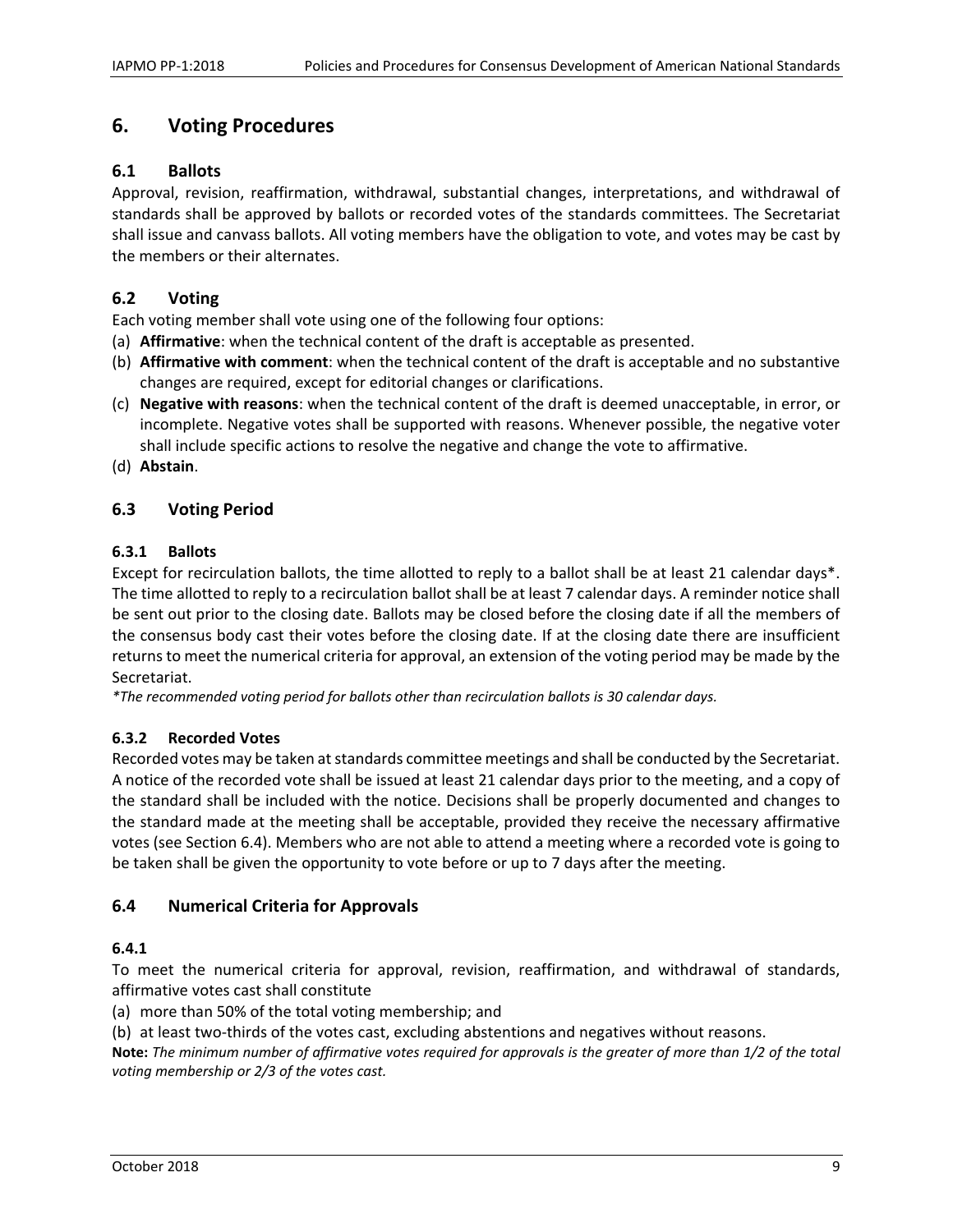## 6. Voting Procedures

### 6.1 Ballots

Approval, revision, reaffirmation, withdrawal, substantial changes, interpretations, and withdrawal of standards shall be approved by ballots or recorded votes of the standards committees. The Secretariat shall issue and canvass ballots. All voting members have the obligation to vote, and votes may be cast by the members or their alternates.

### 6.2 Voting

Each voting member shall vote using one of the following four options:

(a) **Affirmative**: when the technical content of the draft is acceptable as presented.

(b) **Affirmative with comment**: when the technical content of the draft is acceptable and no substantive changes are required, except for editorial changes or clarifications.

(c) **Negative with reasons**: when the technical content of the draft is deemed unacceptable, in error, or incomplete. Negative votes shall be supported with reasons. Whenever possible, the negative voter shall include specific actions to resolve the negative and change the vote to affirmative.

(d) **Abstain**.

### 6.3 Voting Period

#### 6.3.1 Ballots

Except for recirculation ballots, the time allotted to reply to a ballot shall be at least 21 calendar days*. The time allotted to reply to a recirculation ballot shall be at least 7 calendar days. A reminder notice shall be sent out prior to the closing date. Ballots may be closed before the closing date if all the members of the consensus body cast their votes before the closing date. If at the closing date there are insufficient returns to meet the numerical criteria for approval, an extension of the voting period may be made by the Secretariat.

*\*The recommended voting period for ballots other than recirculation ballots is 30 calendar days.*

#### 6.3.2 Recorded Votes

Recorded votes may be taken at standards committee meetings and shall be conducted by the Secretariat. A notice of the recorded vote shall be issued at least 21 calendar days prior to the meeting, and a copy of the standard shall be included with the notice. Decisions shall be properly documented and changes to the standard made at the meeting shall be acceptable, provided they receive the necessary affirmative votes (see Section 6.4). Members who are not able to attend a meeting where a recorded vote is going to be taken shall be given the opportunity to vote before or up to 7 days after the meeting.

### 6.4 Numerical Criteria for Approvals

#### 6.4.1

To meet the numerical criteria for approval, revision, reaffirmation, and withdrawal of standards, affirmative votes cast shall constitute

(a) more than 50% of the total voting membership; and

(b) at least two-thirds of the votes cast, excluding abstentions and negatives without reasons.

**Note:** *The minimum number of affirmative votes required for approvals is the greater of more than 1/2 of the total voting membership or 2/3 of the votes cast.*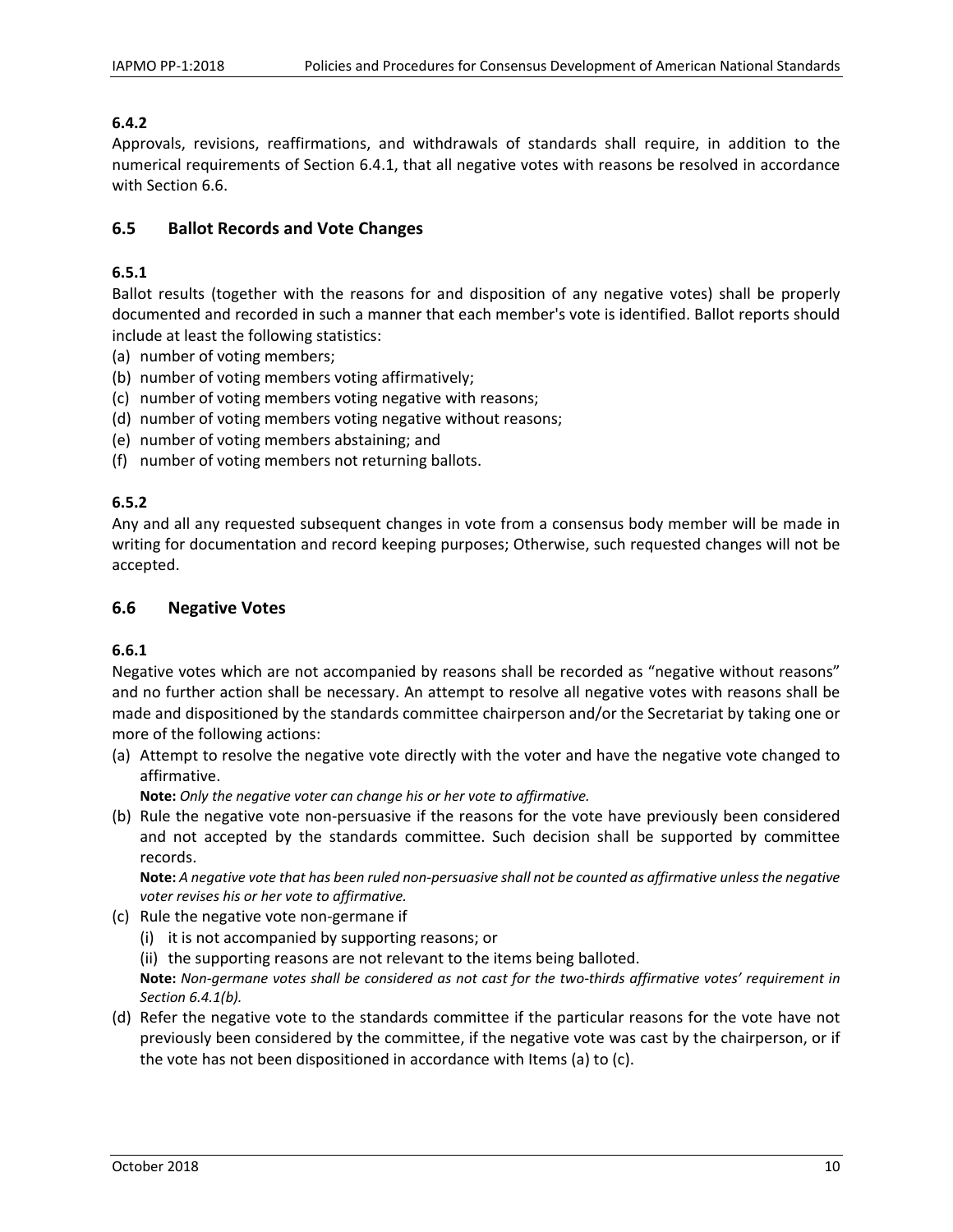**6.4.2**

Approvals, revisions, reaffirmations, and withdrawals of standards shall require, in addition to the numerical requirements of Section 6.4.1, that all negative votes with reasons be resolved in accordance with Section 6.6.

## 6.5 Ballot Records and Vote Changes

**6.5.1**

Ballot results (together with the reasons for and disposition of any negative votes) shall be properly documented and recorded in such a manner that each member's vote is identified. Ballot reports should include at least the following statistics:

(a) number of voting members;
(b) number of voting members voting affirmatively;
(c) number of voting members voting negative with reasons;
(d) number of voting members voting negative without reasons;
(e) number of voting members abstaining; and
(f) number of voting members not returning ballots.

**6.5.2**

Any and all any requested subsequent changes in vote from a consensus body member will be made in writing for documentation and record keeping purposes; Otherwise, such requested changes will not be accepted.

## 6.6 Negative Votes

**6.6.1**

Negative votes which are not accompanied by reasons shall be recorded as “negative without reasons” and no further action shall be necessary. An attempt to resolve all negative votes with reasons shall be made and dispositioned by the standards committee chairperson and/or the Secretariat by taking one or more of the following actions:

(a) Attempt to resolve the negative vote directly with the voter and have the negative vote changed to affirmative.
   **Note:** *Only the negative voter can change his or her vote to affirmative.*
(b) Rule the negative vote non-persuasive if the reasons for the vote have previously been considered and not accepted by the standards committee. Such decision shall be supported by committee records.
   **Note:** *A negative vote that has been ruled non-persuasive shall not be counted as affirmative unless the negative voter revises his or her vote to affirmative.*
(c) Rule the negative vote non-germane if
   (i) it is not accompanied by supporting reasons; or
   (ii) the supporting reasons are not relevant to the items being balloted.
   **Note:** *Non-germane votes shall be considered as not cast for the two-thirds affirmative votes’ requirement in Section 6.4.1(b).*
(d) Refer the negative vote to the standards committee if the particular reasons for the vote have not previously been considered by the committee, if the negative vote was cast by the chairperson, or if the vote has not been dispositioned in accordance with Items (a) to (c).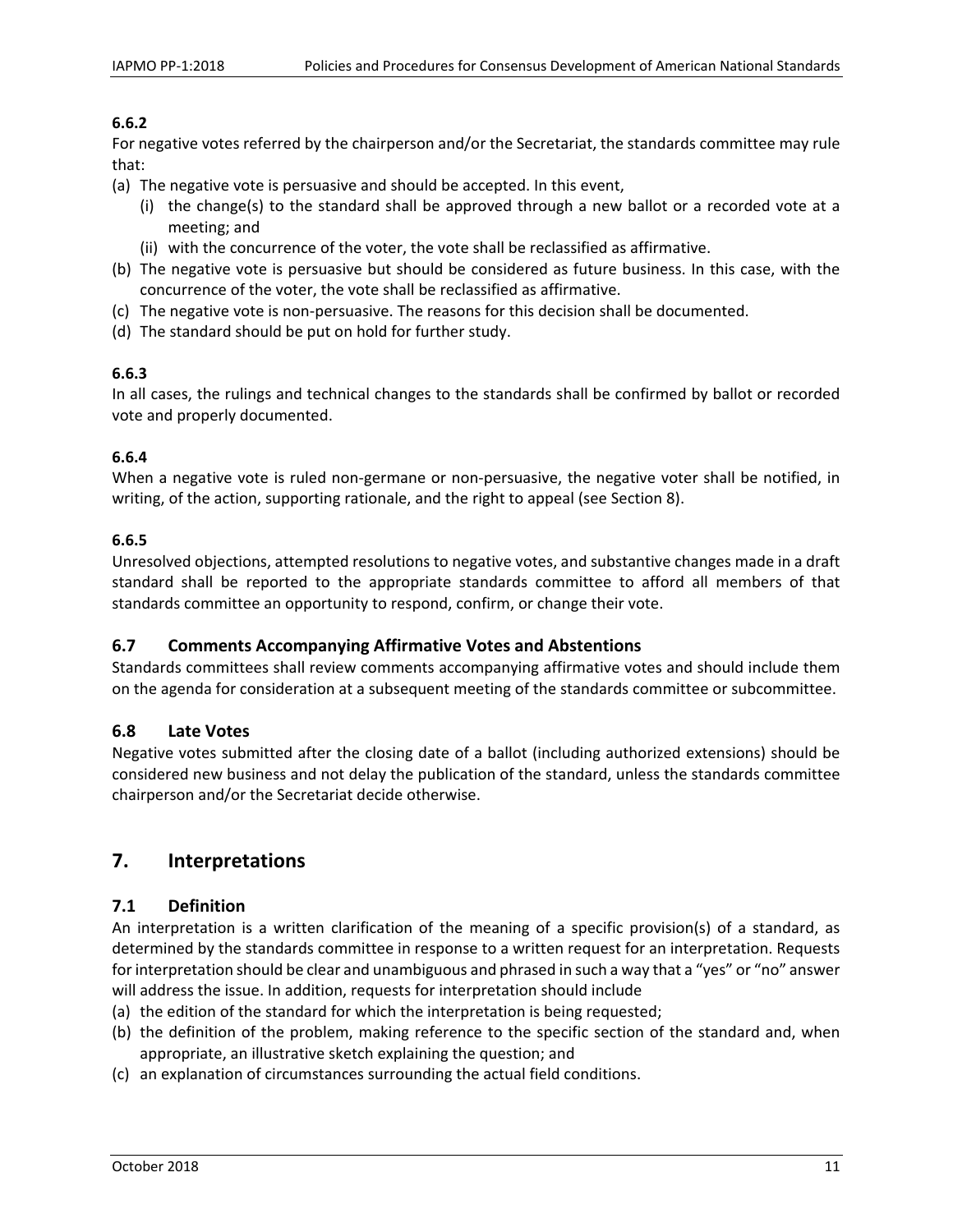#### 6.6.2

For negative votes referred by the chairperson and/or the Secretariat, the standards committee may rule that:

(a) The negative vote is persuasive and should be accepted. In this event,
    (i) the change(s) to the standard shall be approved through a new ballot or a recorded vote at a meeting; and
    (ii) with the concurrence of the voter, the vote shall be reclassified as affirmative.
(b) The negative vote is persuasive but should be considered as future business. In this case, with the concurrence of the voter, the vote shall be reclassified as affirmative.
(c) The negative vote is non-persuasive. The reasons for this decision shall be documented.
(d) The standard should be put on hold for further study.

#### 6.6.3

In all cases, the rulings and technical changes to the standards shall be confirmed by ballot or recorded vote and properly documented.

#### 6.6.4

When a negative vote is ruled non-germane or non-persuasive, the negative voter shall be notified, in writing, of the action, supporting rationale, and the right to appeal (see Section 8).

#### 6.6.5

Unresolved objections, attempted resolutions to negative votes, and substantive changes made in a draft standard shall be reported to the appropriate standards committee to afford all members of that standards committee an opportunity to respond, confirm, or change their vote.

### 6.7 Comments Accompanying Affirmative Votes and Abstentions

Standards committees shall review comments accompanying affirmative votes and should include them on the agenda for consideration at a subsequent meeting of the standards committee or subcommittee.

### 6.8 Late Votes

Negative votes submitted after the closing date of a ballot (including authorized extensions) should be considered new business and not delay the publication of the standard, unless the standards committee chairperson and/or the Secretariat decide otherwise.

## 7. Interpretations

### 7.1 Definition

An interpretation is a written clarification of the meaning of a specific provision(s) of a standard, as determined by the standards committee in response to a written request for an interpretation. Requests for interpretation should be clear and unambiguous and phrased in such a way that a "yes" or "no" answer will address the issue. In addition, requests for interpretation should include

(a) the edition of the standard for which the interpretation is being requested;
(b) the definition of the problem, making reference to the specific section of the standard and, when appropriate, an illustrative sketch explaining the question; and
(c) an explanation of circumstances surrounding the actual field conditions.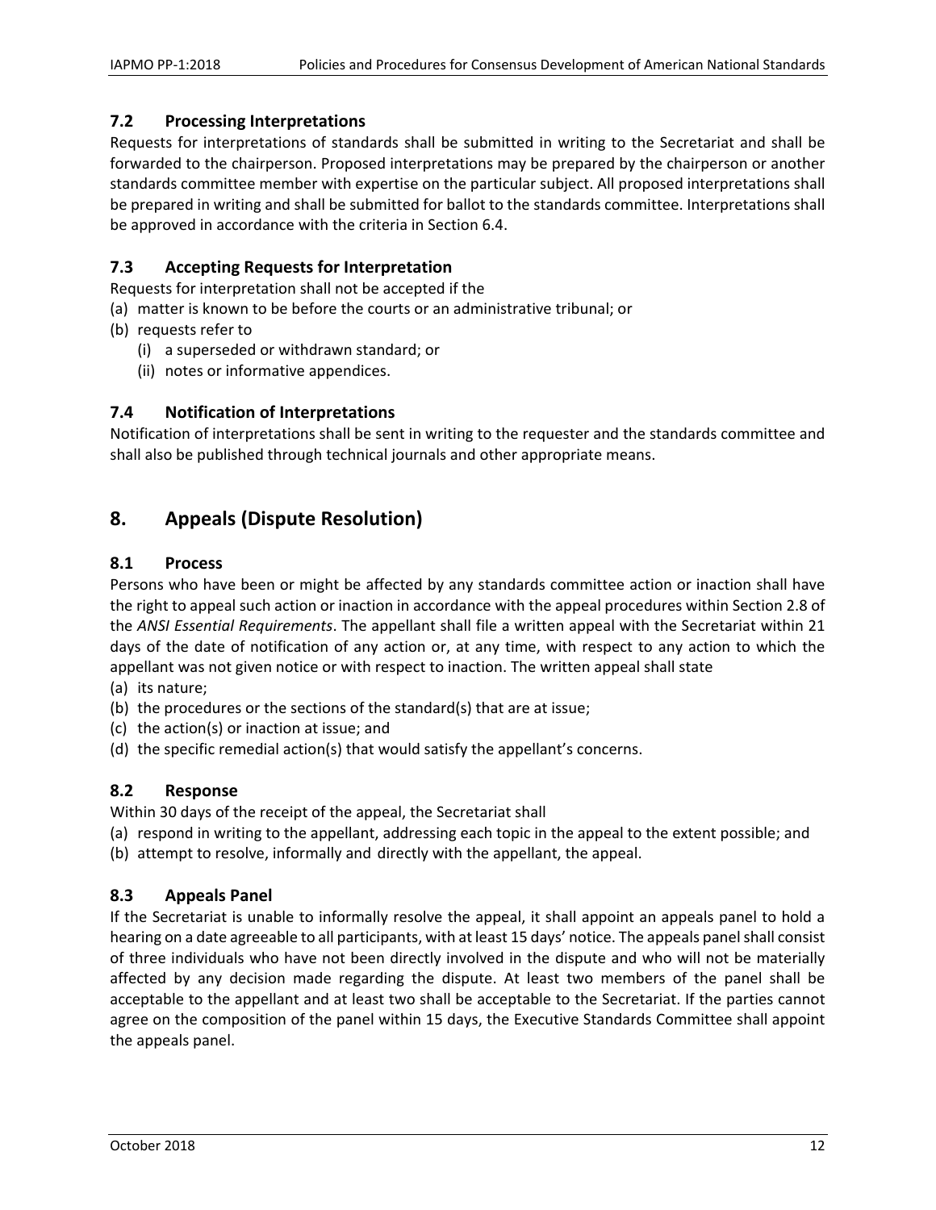### 7.2 Processing Interpretations

Requests for interpretations of standards shall be submitted in writing to the Secretariat and shall be forwarded to the chairperson. Proposed interpretations may be prepared by the chairperson or another standards committee member with expertise on the particular subject. All proposed interpretations shall be prepared in writing and shall be submitted for ballot to the standards committee. Interpretations shall be approved in accordance with the criteria in Section 6.4.

### 7.3 Accepting Requests for Interpretation

Requests for interpretation shall not be accepted if the

(a) matter is known to be before the courts or an administrative tribunal; or
(b) requests refer to
    (i) a superseded or withdrawn standard; or
    (ii) notes or informative appendices.

### 7.4 Notification of Interpretations

Notification of interpretations shall be sent in writing to the requester and the standards committee and shall also be published through technical journals and other appropriate means.

## 8. Appeals (Dispute Resolution)

### 8.1 Process

Persons who have been or might be affected by any standards committee action or inaction shall have the right to appeal such action or inaction in accordance with the appeal procedures within Section 2.8 of the *ANSI Essential Requirements*. The appellant shall file a written appeal with the Secretariat within 21 days of the date of notification of any action or, at any time, with respect to any action to which the appellant was not given notice or with respect to inaction. The written appeal shall state

(a) its nature;
(b) the procedures or the sections of the standard(s) that are at issue;
(c) the action(s) or inaction at issue; and
(d) the specific remedial action(s) that would satisfy the appellant's concerns.

### 8.2 Response

Within 30 days of the receipt of the appeal, the Secretariat shall

(a) respond in writing to the appellant, addressing each topic in the appeal to the extent possible; and
(b) attempt to resolve, informally and directly with the appellant, the appeal.

### 8.3 Appeals Panel

If the Secretariat is unable to informally resolve the appeal, it shall appoint an appeals panel to hold a hearing on a date agreeable to all participants, with at least 15 days' notice. The appeals panel shall consist of three individuals who have not been directly involved in the dispute and who will not be materially affected by any decision made regarding the dispute. At least two members of the panel shall be acceptable to the appellant and at least two shall be acceptable to the Secretariat. If the parties cannot agree on the composition of the panel within 15 days, the Executive Standards Committee shall appoint the appeals panel.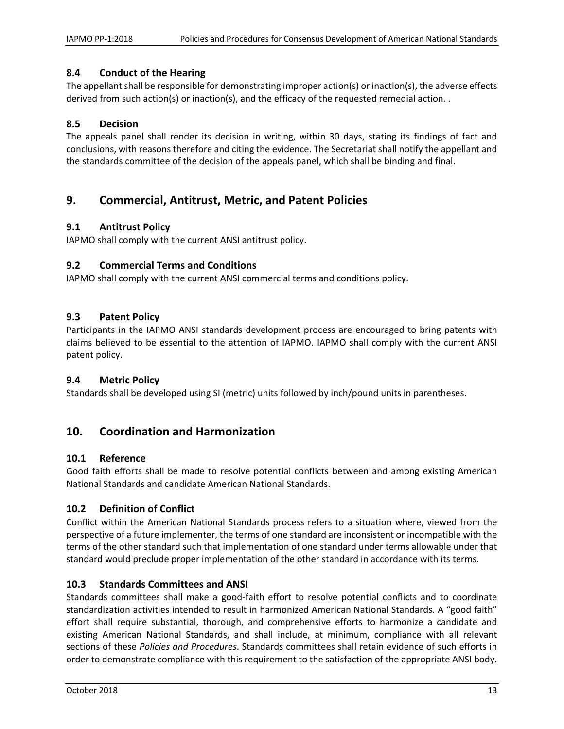### 8.4 Conduct of the Hearing

The appellant shall be responsible for demonstrating improper action(s) or inaction(s), the adverse effects derived from such action(s) or inaction(s), and the efficacy of the requested remedial action. .

### 8.5 Decision

The appeals panel shall render its decision in writing, within 30 days, stating its findings of fact and conclusions, with reasons therefore and citing the evidence. The Secretariat shall notify the appellant and the standards committee of the decision of the appeals panel, which shall be binding and final.

## 9. Commercial, Antitrust, Metric, and Patent Policies

### 9.1 Antitrust Policy

IAPMO shall comply with the current ANSI antitrust policy.

### 9.2 Commercial Terms and Conditions

IAPMO shall comply with the current ANSI commercial terms and conditions policy.

### 9.3 Patent Policy

Participants in the IAPMO ANSI standards development process are encouraged to bring patents with claims believed to be essential to the attention of IAPMO. IAPMO shall comply with the current ANSI patent policy.

### 9.4 Metric Policy

Standards shall be developed using SI (metric) units followed by inch/pound units in parentheses.

## 10. Coordination and Harmonization

### 10.1 Reference

Good faith efforts shall be made to resolve potential conflicts between and among existing American National Standards and candidate American National Standards.

### 10.2 Definition of Conflict

Conflict within the American National Standards process refers to a situation where, viewed from the perspective of a future implementer, the terms of one standard are inconsistent or incompatible with the terms of the other standard such that implementation of one standard under terms allowable under that standard would preclude proper implementation of the other standard in accordance with its terms.

### 10.3 Standards Committees and ANSI

Standards committees shall make a good-faith effort to resolve potential conflicts and to coordinate standardization activities intended to result in harmonized American National Standards. A "good faith" effort shall require substantial, thorough, and comprehensive efforts to harmonize a candidate and existing American National Standards, and shall include, at minimum, compliance with all relevant sections of these *Policies and Procedures*. Standards committees shall retain evidence of such efforts in order to demonstrate compliance with this requirement to the satisfaction of the appropriate ANSI body.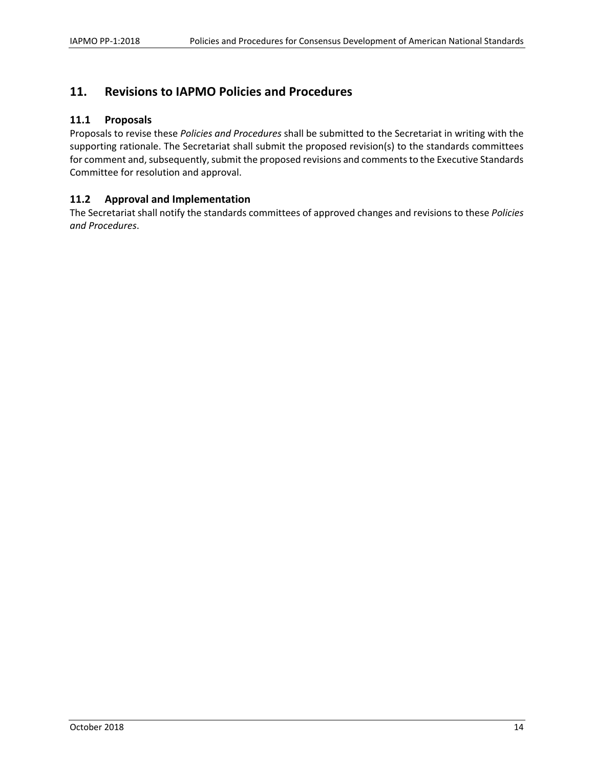## 11. Revisions to IAPMO Policies and Procedures

### 11.1 Proposals

Proposals to revise these *Policies and Procedures* shall be submitted to the Secretariat in writing with the supporting rationale. The Secretariat shall submit the proposed revision(s) to the standards committees for comment and, subsequently, submit the proposed revisions and comments to the Executive Standards Committee for resolution and approval.

### 11.2 Approval and Implementation

The Secretariat shall notify the standards committees of approved changes and revisions to these *Policies and Procedures*.